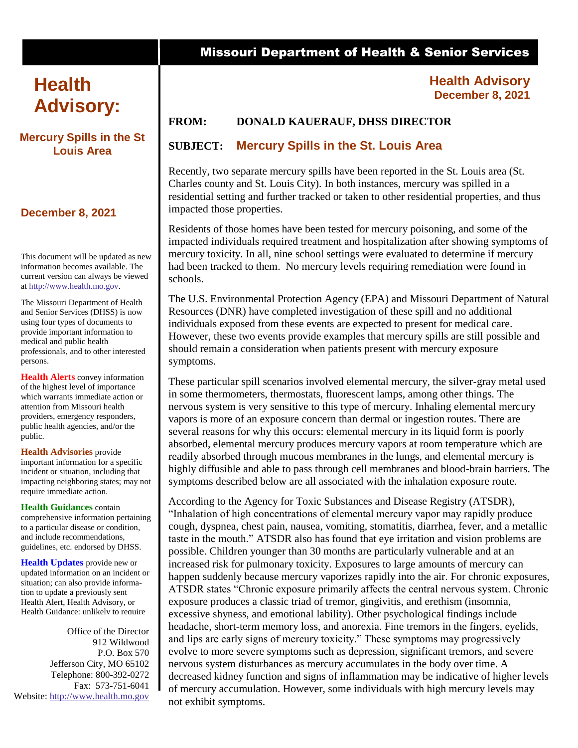# Missouri Department of Health & Senior Services

# Health Advisory:

## Mercury Spills in the St Louis Area

**December 8, 2021**

This document will be updated as new information becomes available. The current version can always be viewed at http://www.health.mo.gov.

The Missouri Department of Health and Senior Services (DHSS) is now using four types of documents to provide important information to medical and public health professionals, and to other interested persons.

**Health Alerts** convey information of the highest level of importance which warrants immediate action or attention from Missouri health providers, emergency responders, public health agencies, and/or the public.

**Health Advisories** provide important information for a specific incident or situation, including that impacting neighboring states; may not require immediate action.

**Health Guidances** contain comprehensive information pertaining to a particular disease or condition, and include recommendations, guidelines, etc. endorsed by DHSS.

**Health Updates** provide new or updated information on an incident or situation; can also provide information to update a previously sent Health Alert, Health Advisory, or Health Guidance; unlikely to require

Office of the Director
912 Wildwood
P.O. Box 570
Jefferson City, MO 65102
Telephone: 800-392-0272
Fax: 573-751-6041
Website: http://www.health.mo.gov

**Health Advisory**
**December 8, 2021**

**FROM:** DONALD KAUERAUF, DHSS DIRECTOR

**SUBJECT:** **Mercury Spills in the St. Louis Area**

Recently, two separate mercury spills have been reported in the St. Louis area (St. Charles county and St. Louis City). In both instances, mercury was spilled in a residential setting and further tracked or taken to other residential properties, and thus impacted those properties.

Residents of those homes have been tested for mercury poisoning, and some of the impacted individuals required treatment and hospitalization after showing symptoms of mercury toxicity. In all, nine school settings were evaluated to determine if mercury had been tracked to them. No mercury levels requiring remediation were found in schools.

The U.S. Environmental Protection Agency (EPA) and Missouri Department of Natural Resources (DNR) have completed investigation of these spill and no additional individuals exposed from these events are expected to present for medical care. However, these two events provide examples that mercury spills are still possible and should remain a consideration when patients present with mercury exposure symptoms.

These particular spill scenarios involved elemental mercury, the silver-gray metal used in some thermometers, thermostats, fluorescent lamps, among other things. The nervous system is very sensitive to this type of mercury. Inhaling elemental mercury vapors is more of an exposure concern than dermal or ingestion routes. There are several reasons for why this occurs: elemental mercury in its liquid form is poorly absorbed, elemental mercury produces mercury vapors at room temperature which are readily absorbed through mucous membranes in the lungs, and elemental mercury is highly diffusible and able to pass through cell membranes and blood-brain barriers. The symptoms described below are all associated with the inhalation exposure route.

According to the Agency for Toxic Substances and Disease Registry (ATSDR), "Inhalation of high concentrations of elemental mercury vapor may rapidly produce cough, dyspnea, chest pain, nausea, vomiting, stomatitis, diarrhea, fever, and a metallic taste in the mouth." ATSDR also has found that eye irritation and vision problems are possible. Children younger than 30 months are particularly vulnerable and at an increased risk for pulmonary toxicity. Exposures to large amounts of mercury can happen suddenly because mercury vaporizes rapidly into the air. For chronic exposures, ATSDR states "Chronic exposure primarily affects the central nervous system. Chronic exposure produces a classic triad of tremor, gingivitis, and erethism (insomnia, excessive shyness, and emotional lability). Other psychological findings include headache, short-term memory loss, and anorexia. Fine tremors in the fingers, eyelids, and lips are early signs of mercury toxicity." These symptoms may progressively evolve to more severe symptoms such as depression, significant tremors, and severe nervous system disturbances as mercury accumulates in the body over time. A decreased kidney function and signs of inflammation may be indicative of higher levels of mercury accumulation. However, some individuals with high mercury levels may not exhibit symptoms.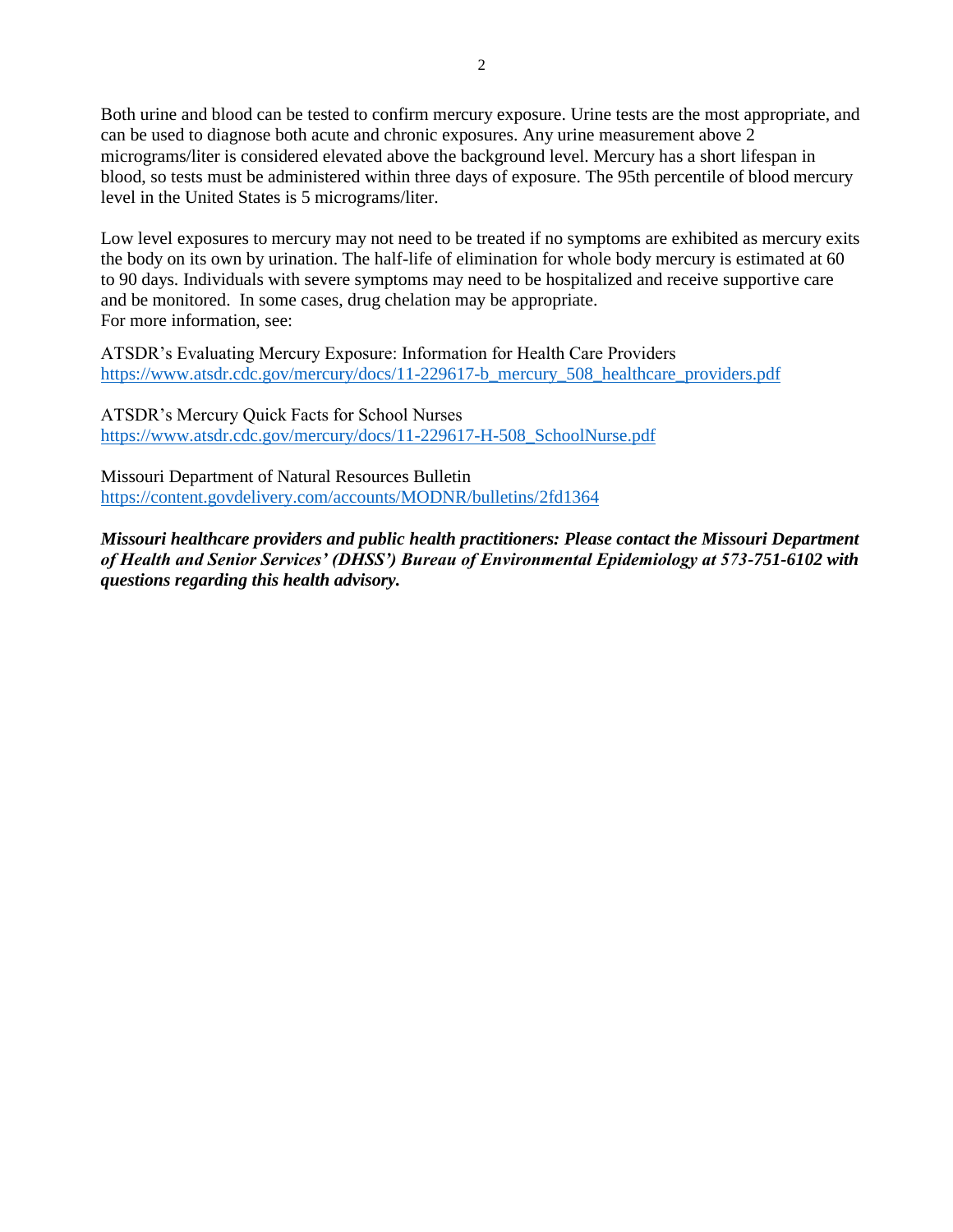Both urine and blood can be tested to confirm mercury exposure. Urine tests are the most appropriate, and can be used to diagnose both acute and chronic exposures. Any urine measurement above 2 micrograms/liter is considered elevated above the background level. Mercury has a short lifespan in blood, so tests must be administered within three days of exposure. The 95th percentile of blood mercury level in the United States is 5 micrograms/liter.

Low level exposures to mercury may not need to be treated if no symptoms are exhibited as mercury exits the body on its own by urination. The half-life of elimination for whole body mercury is estimated at 60 to 90 days. Individuals with severe symptoms may need to be hospitalized and receive supportive care and be monitored. In some cases, drug chelation may be appropriate.
For more information, see:

ATSDR's Evaluating Mercury Exposure: Information for Health Care Providers
https://www.atsdr.cdc.gov/mercury/docs/11-229617-b_mercury_508_healthcare_providers.pdf

ATSDR's Mercury Quick Facts for School Nurses
https://www.atsdr.cdc.gov/mercury/docs/11-229617-H-508_SchoolNurse.pdf

Missouri Department of Natural Resources Bulletin
https://content.govdelivery.com/accounts/MODNR/bulletins/2fd1364

***Missouri healthcare providers and public health practitioners: Please contact the Missouri Department of Health and Senior Services' (DHSS') Bureau of Environmental Epidemiology at 573-751-6102 with questions regarding this health advisory.***